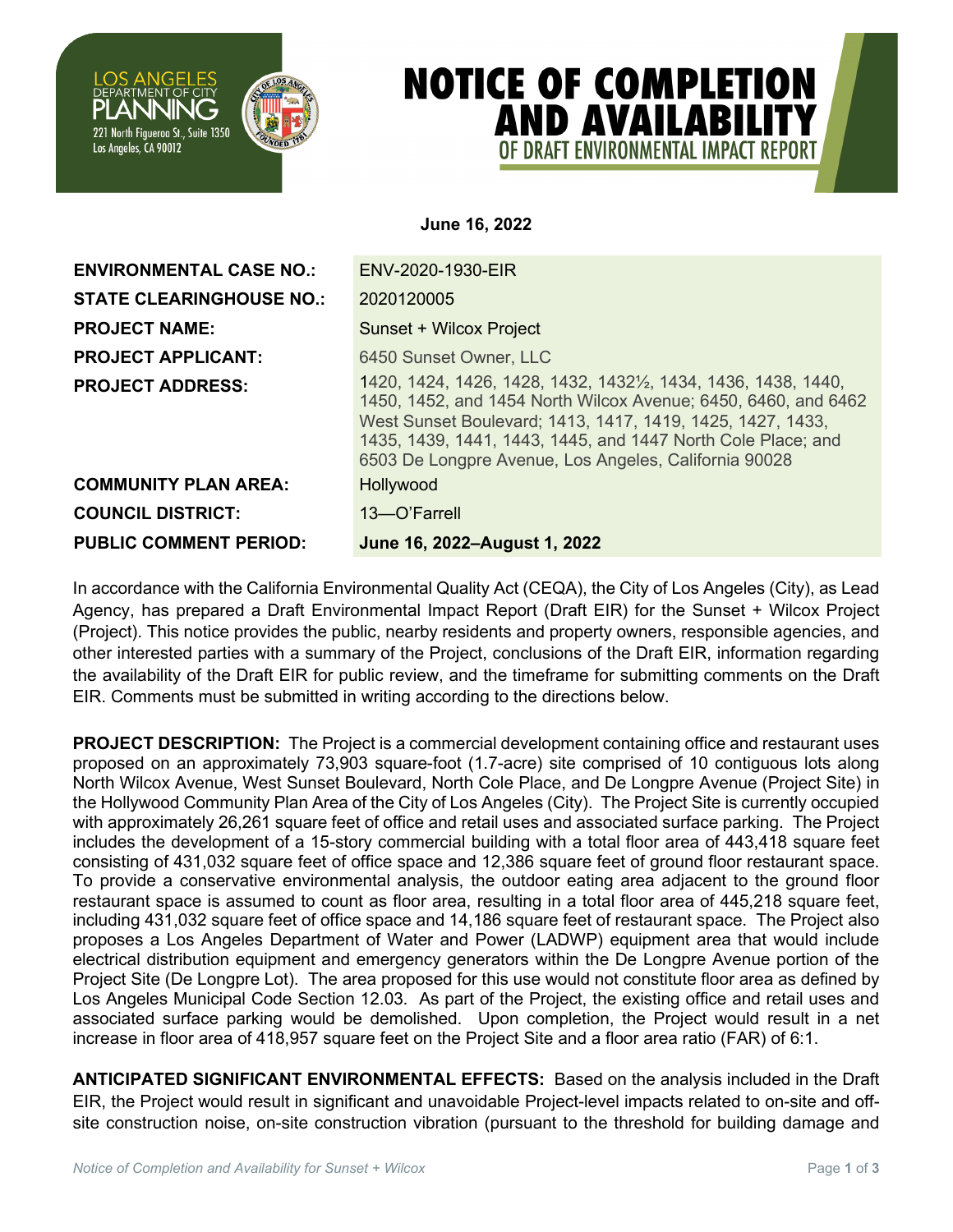LOS ANGELES DEPARTMENT OF CITY PLANNING
221 North Figueroa St., Suite 1350
Los Angeles, CA 90012

# NOTICE OF COMPLETION AND AVAILABILITY

## OF DRAFT ENVIRONMENTAL IMPACT REPORT

**June 16, 2022**

| | |
|---|---|
| **ENVIRONMENTAL CASE NO.:** | ENV-2020-1930-EIR |
| **STATE CLEARINGHOUSE NO.:** | 2020120005 |
| **PROJECT NAME:** | Sunset + Wilcox Project |
| **PROJECT APPLICANT:** | 6450 Sunset Owner, LLC |
| **PROJECT ADDRESS:** | 1420, 1424, 1426, 1428, 1432, 1432½, 1434, 1436, 1438, 1440, 1450, 1452, and 1454 North Wilcox Avenue; 6450, 6460, and 6462 West Sunset Boulevard; 1413, 1417, 1419, 1425, 1427, 1433, 1435, 1439, 1441, 1443, 1445, and 1447 North Cole Place; and 6503 De Longpre Avenue, Los Angeles, California 90028 |
| **COMMUNITY PLAN AREA:** | Hollywood |
| **COUNCIL DISTRICT:** | 13—O'Farrell |
| **PUBLIC COMMENT PERIOD:** | **June 16, 2022–August 1, 2022** |

In accordance with the California Environmental Quality Act (CEQA), the City of Los Angeles (City), as Lead Agency, has prepared a Draft Environmental Impact Report (Draft EIR) for the Sunset + Wilcox Project (Project). This notice provides the public, nearby residents and property owners, responsible agencies, and other interested parties with a summary of the Project, conclusions of the Draft EIR, information regarding the availability of the Draft EIR for public review, and the timeframe for submitting comments on the Draft EIR. Comments must be submitted in writing according to the directions below.

**PROJECT DESCRIPTION:** The Project is a commercial development containing office and restaurant uses proposed on an approximately 73,903 square-foot (1.7-acre) site comprised of 10 contiguous lots along North Wilcox Avenue, West Sunset Boulevard, North Cole Place, and De Longpre Avenue (Project Site) in the Hollywood Community Plan Area of the City of Los Angeles (City). The Project Site is currently occupied with approximately 26,261 square feet of office and retail uses and associated surface parking. The Project includes the development of a 15-story commercial building with a total floor area of 443,418 square feet consisting of 431,032 square feet of office space and 12,386 square feet of ground floor restaurant space. To provide a conservative environmental analysis, the outdoor eating area adjacent to the ground floor restaurant space is assumed to count as floor area, resulting in a total floor area of 445,218 square feet, including 431,032 square feet of office space and 14,186 square feet of restaurant space. The Project also proposes a Los Angeles Department of Water and Power (LADWP) equipment area that would include electrical distribution equipment and emergency generators within the De Longpre Avenue portion of the Project Site (De Longpre Lot). The area proposed for this use would not constitute floor area as defined by Los Angeles Municipal Code Section 12.03. As part of the Project, the existing office and retail uses and associated surface parking would be demolished. Upon completion, the Project would result in a net increase in floor area of 418,957 square feet on the Project Site and a floor area ratio (FAR) of 6:1.

**ANTICIPATED SIGNIFICANT ENVIRONMENTAL EFFECTS:** Based on the analysis included in the Draft EIR, the Project would result in significant and unavoidable Project-level impacts related to on-site and off-site construction noise, on-site construction vibration (pursuant to the threshold for building damage and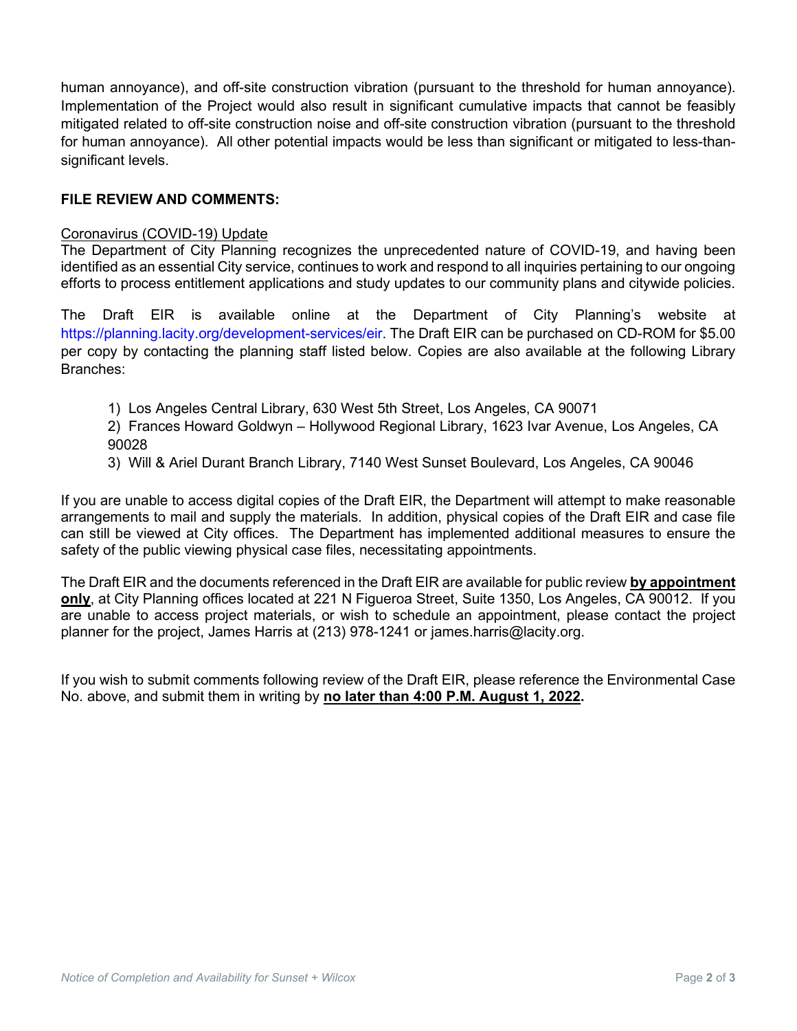human annoyance), and off-site construction vibration (pursuant to the threshold for human annoyance). Implementation of the Project would also result in significant cumulative impacts that cannot be feasibly mitigated related to off-site construction noise and off-site construction vibration (pursuant to the threshold for human annoyance). All other potential impacts would be less than significant or mitigated to less-than-significant levels.

**FILE REVIEW AND COMMENTS:**

Coronavirus (COVID-19) Update

The Department of City Planning recognizes the unprecedented nature of COVID-19, and having been identified as an essential City service, continues to work and respond to all inquiries pertaining to our ongoing efforts to process entitlement applications and study updates to our community plans and citywide policies.

The Draft EIR is available online at the Department of City Planning's website at https://planning.lacity.org/development-services/eir. The Draft EIR can be purchased on CD-ROM for $5.00 per copy by contacting the planning staff listed below. Copies are also available at the following Library Branches:

1) Los Angeles Central Library, 630 West 5th Street, Los Angeles, CA 90071
2) Frances Howard Goldwyn – Hollywood Regional Library, 1623 Ivar Avenue, Los Angeles, CA 90028
3) Will & Ariel Durant Branch Library, 7140 West Sunset Boulevard, Los Angeles, CA 90046

If you are unable to access digital copies of the Draft EIR, the Department will attempt to make reasonable arrangements to mail and supply the materials. In addition, physical copies of the Draft EIR and case file can still be viewed at City offices. The Department has implemented additional measures to ensure the safety of the public viewing physical case files, necessitating appointments.

The Draft EIR and the documents referenced in the Draft EIR are available for public review **by appointment only**, at City Planning offices located at 221 N Figueroa Street, Suite 1350, Los Angeles, CA 90012. If you are unable to access project materials, or wish to schedule an appointment, please contact the project planner for the project, James Harris at (213) 978-1241 or james.harris@lacity.org.

If you wish to submit comments following review of the Draft EIR, please reference the Environmental Case No. above, and submit them in writing by **no later than 4:00 P.M. August 1, 2022.**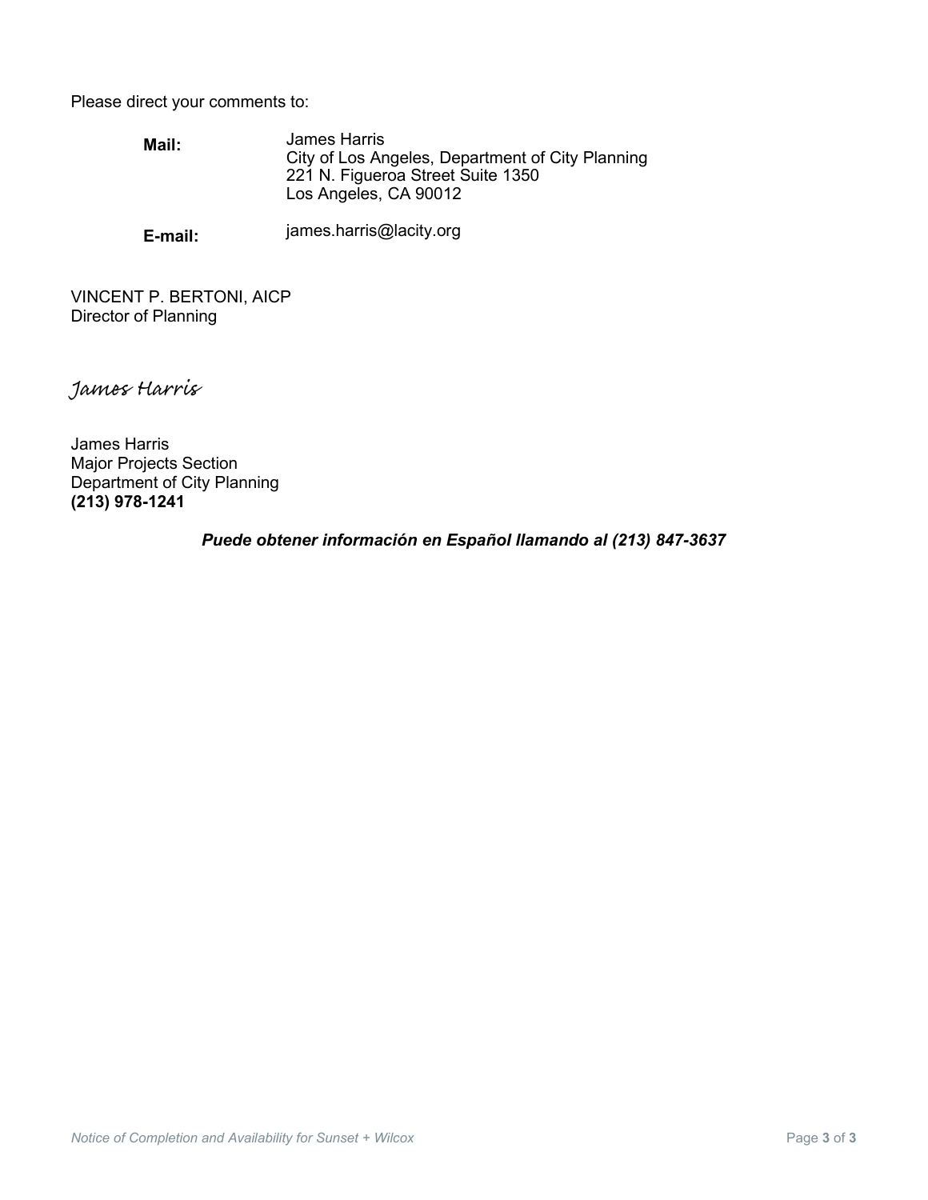Please direct your comments to:

**Mail:** James Harris
City of Los Angeles, Department of City Planning
221 N. Figueroa Street Suite 1350
Los Angeles, CA 90012

**E-mail:** james.harris@lacity.org

VINCENT P. BERTONI, AICP
Director of Planning

*James Harris*

James Harris
Major Projects Section
Department of City Planning
**(213) 978-1241**

***Puede obtener información en Español llamando al (213) 847-3637***